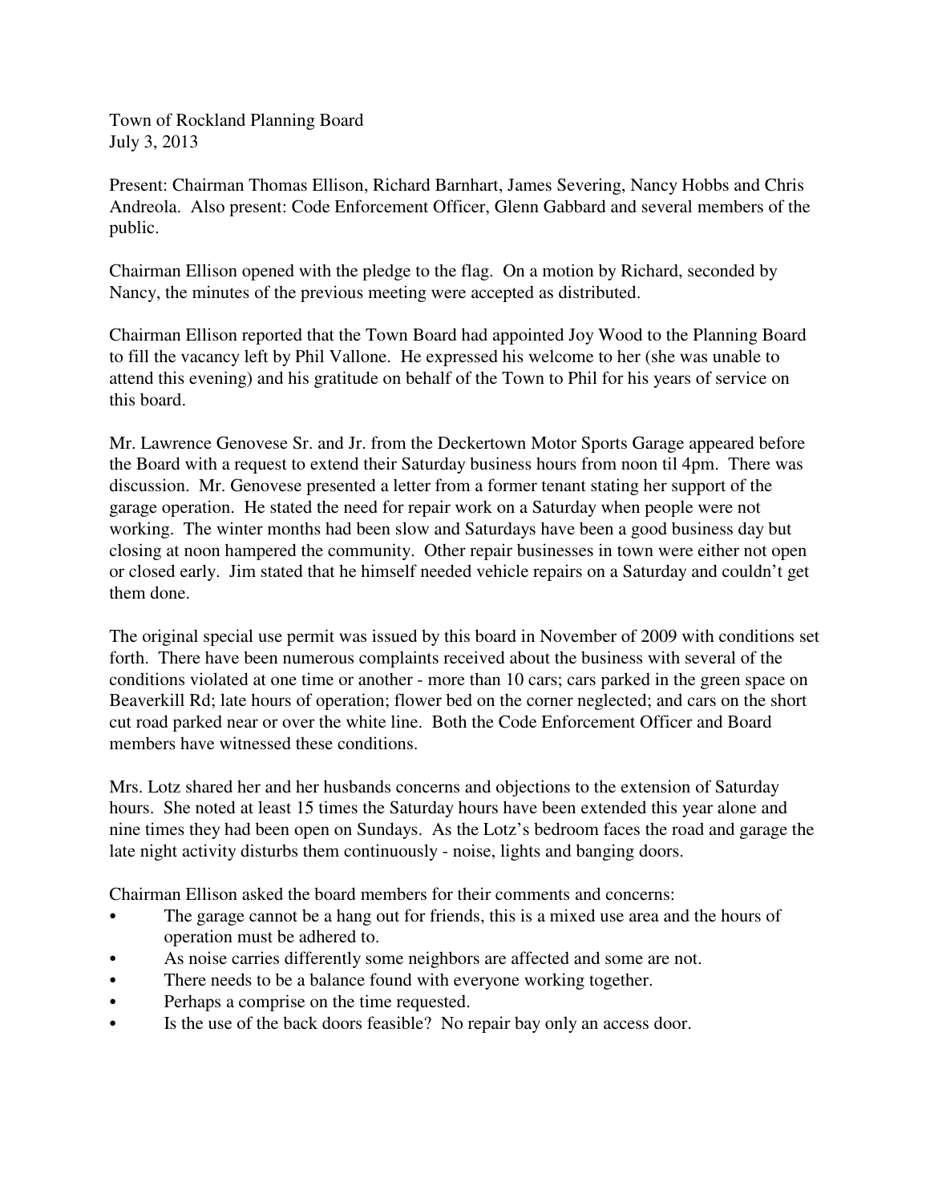Town of Rockland Planning Board
July 3, 2013

Present: Chairman Thomas Ellison, Richard Barnhart, James Severing, Nancy Hobbs and Chris Andreola. Also present: Code Enforcement Officer, Glenn Gabbard and several members of the public.

Chairman Ellison opened with the pledge to the flag. On a motion by Richard, seconded by Nancy, the minutes of the previous meeting were accepted as distributed.

Chairman Ellison reported that the Town Board had appointed Joy Wood to the Planning Board to fill the vacancy left by Phil Vallone. He expressed his welcome to her (she was unable to attend this evening) and his gratitude on behalf of the Town to Phil for his years of service on this board.

Mr. Lawrence Genovese Sr. and Jr. from the Deckertown Motor Sports Garage appeared before the Board with a request to extend their Saturday business hours from noon til 4pm. There was discussion. Mr. Genovese presented a letter from a former tenant stating her support of the garage operation. He stated the need for repair work on a Saturday when people were not working. The winter months had been slow and Saturdays have been a good business day but closing at noon hampered the community. Other repair businesses in town were either not open or closed early. Jim stated that he himself needed vehicle repairs on a Saturday and couldn't get them done.

The original special use permit was issued by this board in November of 2009 with conditions set forth. There have been numerous complaints received about the business with several of the conditions violated at one time or another - more than 10 cars; cars parked in the green space on Beaverkill Rd; late hours of operation; flower bed on the corner neglected; and cars on the short cut road parked near or over the white line. Both the Code Enforcement Officer and Board members have witnessed these conditions.

Mrs. Lotz shared her and her husbands concerns and objections to the extension of Saturday hours. She noted at least 15 times the Saturday hours have been extended this year alone and nine times they had been open on Sundays. As the Lotz's bedroom faces the road and garage the late night activity disturbs them continuously - noise, lights and banging doors.

Chairman Ellison asked the board members for their comments and concerns:

- The garage cannot be a hang out for friends, this is a mixed use area and the hours of operation must be adhered to.
- As noise carries differently some neighbors are affected and some are not.
- There needs to be a balance found with everyone working together.
- Perhaps a comprise on the time requested.
- Is the use of the back doors feasible? No repair bay only an access door.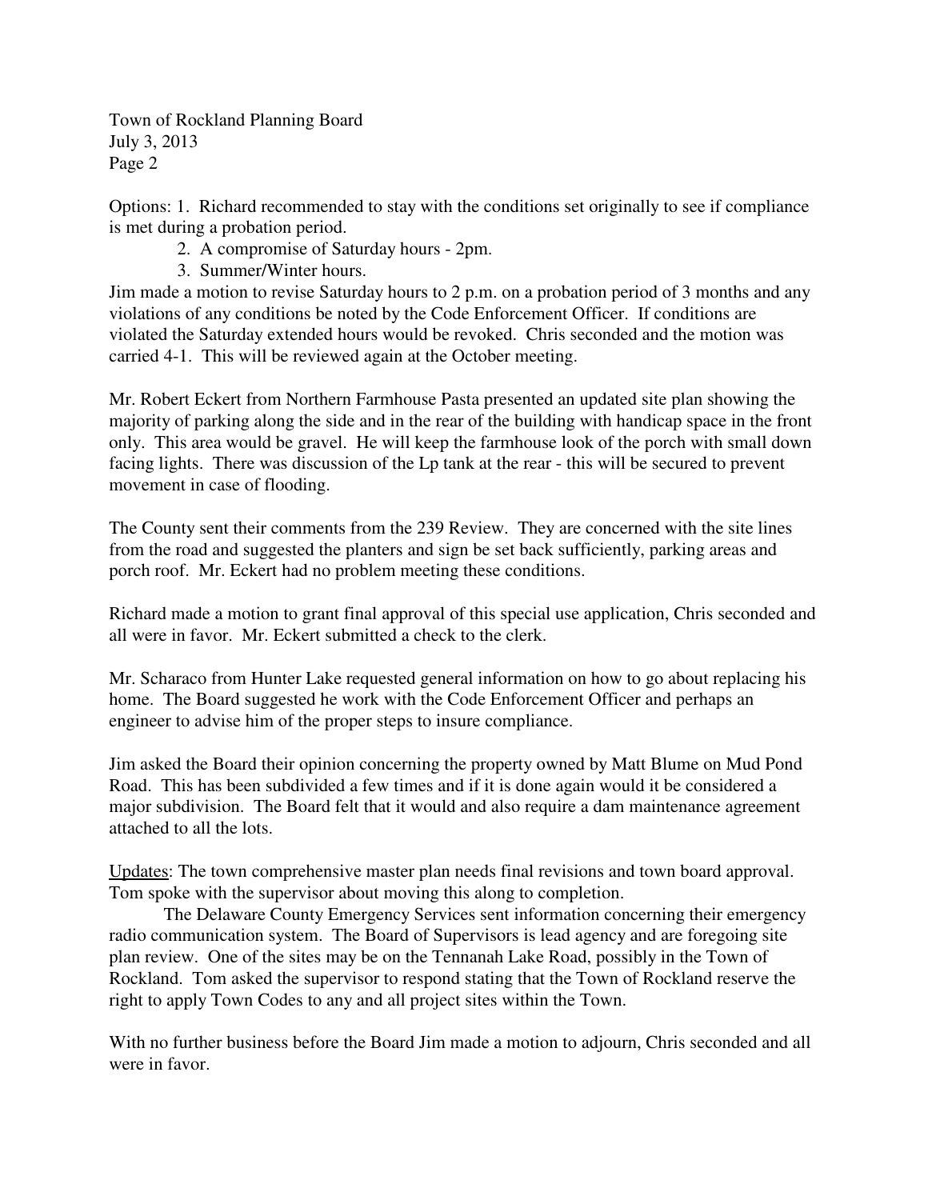Options: 1. Richard recommended to stay with the conditions set originally to see if compliance is met during a probation period.

2. A compromise of Saturday hours - 2pm.
3. Summer/Winter hours.

Jim made a motion to revise Saturday hours to 2 p.m. on a probation period of 3 months and any violations of any conditions be noted by the Code Enforcement Officer. If conditions are violated the Saturday extended hours would be revoked. Chris seconded and the motion was carried 4-1. This will be reviewed again at the October meeting.

Mr. Robert Eckert from Northern Farmhouse Pasta presented an updated site plan showing the majority of parking along the side and in the rear of the building with handicap space in the front only. This area would be gravel. He will keep the farmhouse look of the porch with small down facing lights. There was discussion of the Lp tank at the rear - this will be secured to prevent movement in case of flooding.

The County sent their comments from the 239 Review. They are concerned with the site lines from the road and suggested the planters and sign be set back sufficiently, parking areas and porch roof. Mr. Eckert had no problem meeting these conditions.

Richard made a motion to grant final approval of this special use application, Chris seconded and all were in favor. Mr. Eckert submitted a check to the clerk.

Mr. Scharaco from Hunter Lake requested general information on how to go about replacing his home. The Board suggested he work with the Code Enforcement Officer and perhaps an engineer to advise him of the proper steps to insure compliance.

Jim asked the Board their opinion concerning the property owned by Matt Blume on Mud Pond Road. This has been subdivided a few times and if it is done again would it be considered a major subdivision. The Board felt that it would and also require a dam maintenance agreement attached to all the lots.

Updates: The town comprehensive master plan needs final revisions and town board approval. Tom spoke with the supervisor about moving this along to completion.

The Delaware County Emergency Services sent information concerning their emergency radio communication system. The Board of Supervisors is lead agency and are foregoing site plan review. One of the sites may be on the Tennanah Lake Road, possibly in the Town of Rockland. Tom asked the supervisor to respond stating that the Town of Rockland reserve the right to apply Town Codes to any and all project sites within the Town.

With no further business before the Board Jim made a motion to adjourn, Chris seconded and all were in favor.